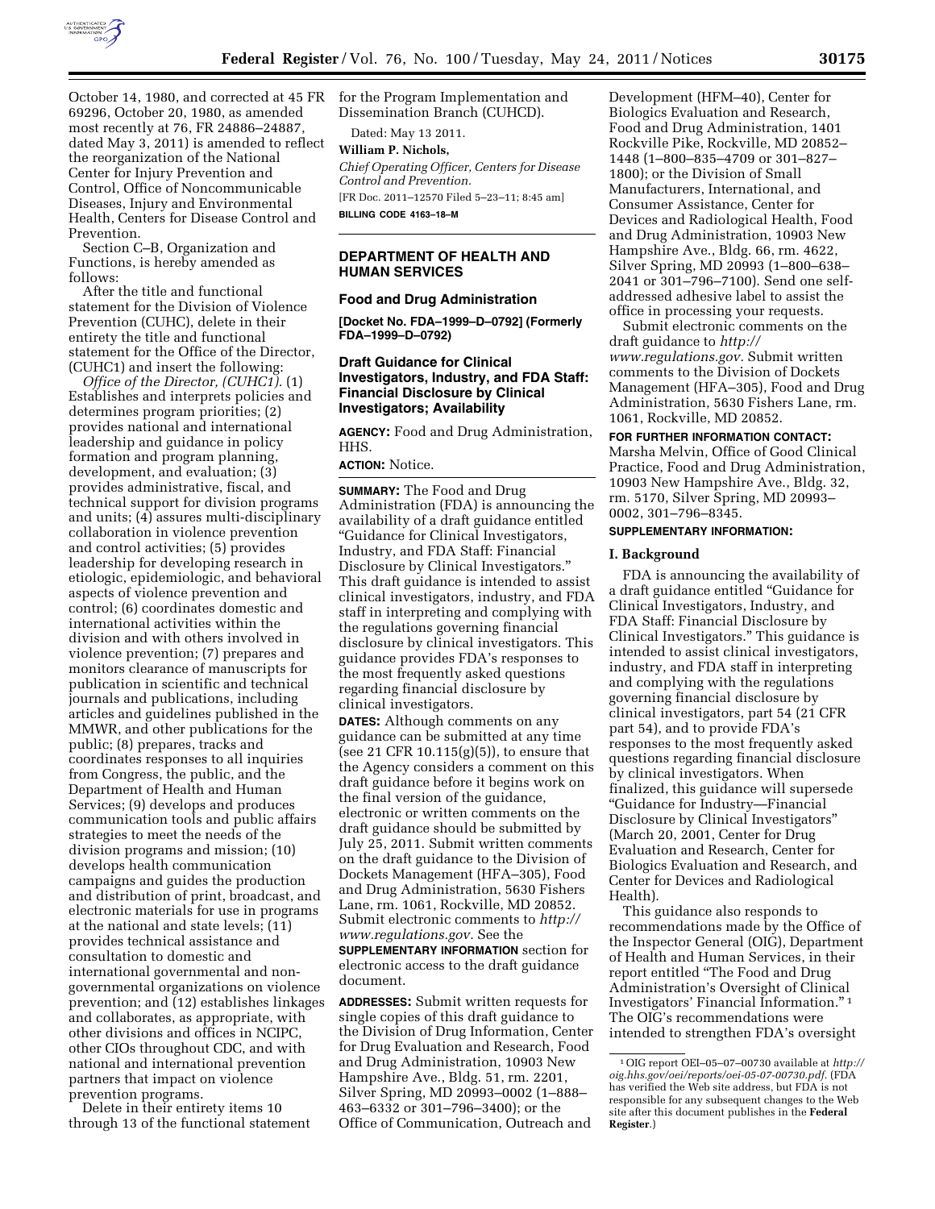October 14, 1980, and corrected at 45 FR 69296, October 20, 1980, as amended most recently at 76, FR 24886–24887, dated May 3, 2011) is amended to reflect the reorganization of the National Center for Injury Prevention and Control, Office of Noncommunicable Diseases, Injury and Environmental Health, Centers for Disease Control and Prevention.

Section C–B, Organization and Functions, is hereby amended as follows:

After the title and functional statement for the Division of Violence Prevention (CUHC), delete in their entirety the title and functional statement for the Office of the Director, (CUHC1) and insert the following:

*Office of the Director, (CUHC1).* (1) Establishes and interprets policies and determines program priorities; (2) provides national and international leadership and guidance in policy formation and program planning, development, and evaluation; (3) provides administrative, fiscal, and technical support for division programs and units; (4) assures multi-disciplinary collaboration in violence prevention and control activities; (5) provides leadership for developing research in etiologic, epidemiologic, and behavioral aspects of violence prevention and control; (6) coordinates domestic and international activities within the division and with others involved in violence prevention; (7) prepares and monitors clearance of manuscripts for publication in scientific and technical journals and publications, including articles and guidelines published in the MMWR, and other publications for the public; (8) prepares, tracks and coordinates responses to all inquiries from Congress, the public, and the Department of Health and Human Services; (9) develops and produces communication tools and public affairs strategies to meet the needs of the division programs and mission; (10) develops health communication campaigns and guides the production and distribution of print, broadcast, and electronic materials for use in programs at the national and state levels; (11) provides technical assistance and consultation to domestic and international governmental and non-governmental organizations on violence prevention; and (12) establishes linkages and collaborates, as appropriate, with other divisions and offices in NCIPC, other CIOs throughout CDC, and with national and international prevention partners that impact on violence prevention programs.

Delete in their entirety items 10 through 13 of the functional statement for the Program Implementation and Dissemination Branch (CUHCD).

Dated: May 13 2011.

**William P. Nichols,**

*Chief Operating Officer, Centers for Disease Control and Prevention.*

[FR Doc. 2011–12570 Filed 5–23–11; 8:45 am]

**BILLING CODE 4163–18–M**

---

## DEPARTMENT OF HEALTH AND HUMAN SERVICES

### Food and Drug Administration

**[Docket No. FDA–1999–D–0792] (Formerly FDA–1999–D–0792)**

### Draft Guidance for Clinical Investigators, Industry, and FDA Staff: Financial Disclosure by Clinical Investigators; Availability

**AGENCY:** Food and Drug Administration, HHS.

**ACTION:** Notice.

**SUMMARY:** The Food and Drug Administration (FDA) is announcing the availability of a draft guidance entitled "Guidance for Clinical Investigators, Industry, and FDA Staff: Financial Disclosure by Clinical Investigators." This draft guidance is intended to assist clinical investigators, industry, and FDA staff in interpreting and complying with the regulations governing financial disclosure by clinical investigators. This guidance provides FDA's responses to the most frequently asked questions regarding financial disclosure by clinical investigators.

**DATES:** Although comments on any guidance can be submitted at any time (see 21 CFR 10.115(g)(5)), to ensure that the Agency considers a comment on this draft guidance before it begins work on the final version of the guidance, electronic or written comments on the draft guidance should be submitted by July 25, 2011. Submit written comments on the draft guidance to the Division of Dockets Management (HFA–305), Food and Drug Administration, 5630 Fishers Lane, rm. 1061, Rockville, MD 20852. Submit electronic comments to *http://www.regulations.gov.* See the **SUPPLEMENTARY INFORMATION** section for electronic access to the draft guidance document.

**ADDRESSES:** Submit written requests for single copies of this draft guidance to the Division of Drug Information, Center for Drug Evaluation and Research, Food and Drug Administration, 10903 New Hampshire Ave., Bldg. 51, rm. 2201, Silver Spring, MD 20993–0002 (1–888–463–6332 or 301–796–3400); or the Office of Communication, Outreach and Development (HFM–40), Center for Biologics Evaluation and Research, Food and Drug Administration, 1401 Rockville Pike, Rockville, MD 20852–1448 (1–800–835–4709 or 301–827–1800); or the Division of Small Manufacturers, International, and Consumer Assistance, Center for Devices and Radiological Health, Food and Drug Administration, 10903 New Hampshire Ave., Bldg. 66, rm. 4622, Silver Spring, MD 20993 (1–800–638–2041 or 301–796–7100). Send one self-addressed adhesive label to assist the office in processing your requests.

Submit electronic comments on the draft guidance to *http://www.regulations.gov.* Submit written comments to the Division of Dockets Management (HFA–305), Food and Drug Administration, 5630 Fishers Lane, rm. 1061, Rockville, MD 20852.

**FOR FURTHER INFORMATION CONTACT:** Marsha Melvin, Office of Good Clinical Practice, Food and Drug Administration, 10903 New Hampshire Ave., Bldg. 32, rm. 5170, Silver Spring, MD 20993–0002, 301–796–8345.

**SUPPLEMENTARY INFORMATION:**

#### I. Background

FDA is announcing the availability of a draft guidance entitled "Guidance for Clinical Investigators, Industry, and FDA Staff: Financial Disclosure by Clinical Investigators." This guidance is intended to assist clinical investigators, industry, and FDA staff in interpreting and complying with the regulations governing financial disclosure by clinical investigators, part 54 (21 CFR part 54), and to provide FDA's responses to the most frequently asked questions regarding financial disclosure by clinical investigators. When finalized, this guidance will supersede "Guidance for Industry—Financial Disclosure by Clinical Investigators" (March 20, 2001, Center for Drug Evaluation and Research, Center for Biologics Evaluation and Research, and Center for Devices and Radiological Health).

This guidance also responds to recommendations made by the Office of the Inspector General (OIG), Department of Health and Human Services, in their report entitled "The Food and Drug Administration's Oversight of Clinical Investigators' Financial Information."[1] The OIG's recommendations were intended to strengthen FDA's oversight

---

[1] OIG report OEI–05–07–00730 available at *http://oig.hhs.gov/oei/reports/oei-05-07-00730.pdf.* (FDA has verified the Web site address, but FDA is not responsible for any subsequent changes to the Web site after this document publishes in the **Federal Register**.)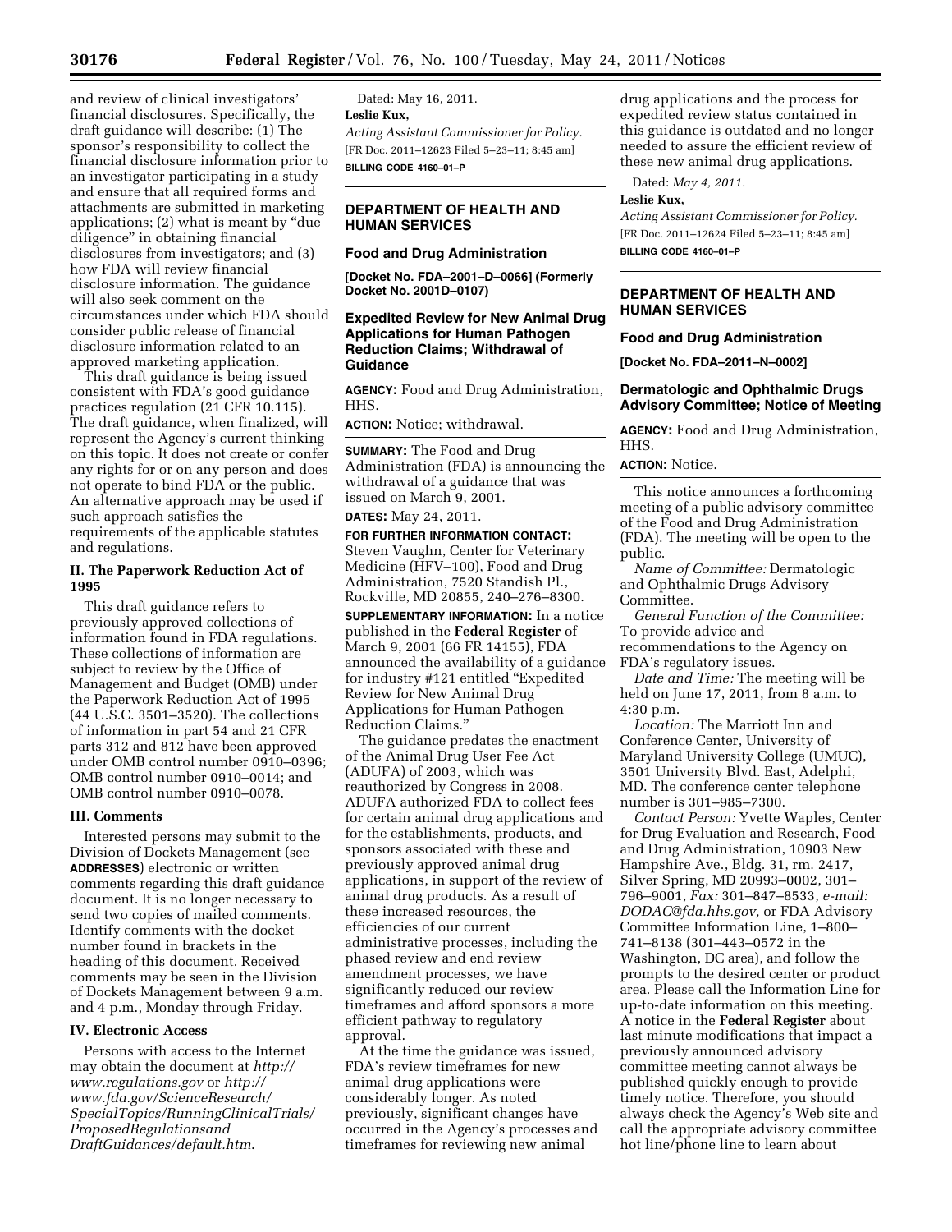and review of clinical investigators' financial disclosures. Specifically, the draft guidance will describe: (1) The sponsor's responsibility to collect the financial disclosure information prior to an investigator participating in a study and ensure that all required forms and attachments are submitted in marketing applications; (2) what is meant by "due diligence" in obtaining financial disclosures from investigators; and (3) how FDA will review financial disclosure information. The guidance will also seek comment on the circumstances under which FDA should consider public release of financial disclosure information related to an approved marketing application.

This draft guidance is being issued consistent with FDA's good guidance practices regulation (21 CFR 10.115). The draft guidance, when finalized, will represent the Agency's current thinking on this topic. It does not create or confer any rights for or on any person and does not operate to bind FDA or the public. An alternative approach may be used if such approach satisfies the requirements of the applicable statutes and regulations.

### II. The Paperwork Reduction Act of 1995

This draft guidance refers to previously approved collections of information found in FDA regulations. These collections of information are subject to review by the Office of Management and Budget (OMB) under the Paperwork Reduction Act of 1995 (44 U.S.C. 3501–3520). The collections of information in part 54 and 21 CFR parts 312 and 812 have been approved under OMB control number 0910–0396; OMB control number 0910–0014; and OMB control number 0910–0078.

### III. Comments

Interested persons may submit to the Division of Dockets Management (see **ADDRESSES**) electronic or written comments regarding this draft guidance document. It is no longer necessary to send two copies of mailed comments. Identify comments with the docket number found in brackets in the heading of this document. Received comments may be seen in the Division of Dockets Management between 9 a.m. and 4 p.m., Monday through Friday.

### IV. Electronic Access

Persons with access to the Internet may obtain the document at *http://www.regulations.gov* or *http://www.fda.gov/ScienceResearch/SpecialTopics/RunningClinicalTrials/ProposedRegulationsand DraftGuidances/default.htm*.

Dated: May 16, 2011.

**Leslie Kux,**

*Acting Assistant Commissioner for Policy.*

[FR Doc. 2011–12623 Filed 5–23–11; 8:45 am]

**BILLING CODE 4160–01–P**

---

## DEPARTMENT OF HEALTH AND HUMAN SERVICES

### Food and Drug Administration

**[Docket No. FDA–2001–D–0066] (Formerly Docket No. 2001D–0107)**

### Expedited Review for New Animal Drug Applications for Human Pathogen Reduction Claims; Withdrawal of Guidance

**AGENCY:** Food and Drug Administration, HHS.

**ACTION:** Notice; withdrawal.

**SUMMARY:** The Food and Drug Administration (FDA) is announcing the withdrawal of a guidance that was issued on March 9, 2001.

**DATES:** May 24, 2011.

**FOR FURTHER INFORMATION CONTACT:** Steven Vaughn, Center for Veterinary Medicine (HFV–100), Food and Drug Administration, 7520 Standish Pl., Rockville, MD 20855, 240–276–8300.

**SUPPLEMENTARY INFORMATION:** In a notice published in the **Federal Register** of March 9, 2001 (66 FR 14155), FDA announced the availability of a guidance for industry #121 entitled "Expedited Review for New Animal Drug Applications for Human Pathogen Reduction Claims."

The guidance predates the enactment of the Animal Drug User Fee Act (ADUFA) of 2003, which was reauthorized by Congress in 2008. ADUFA authorized FDA to collect fees for certain animal drug applications and for the establishments, products, and sponsors associated with these and previously approved animal drug applications, in support of the review of animal drug products. As a result of these increased resources, the efficiencies of our current administrative processes, including the phased review and end review amendment processes, we have significantly reduced our review timeframes and afford sponsors a more efficient pathway to regulatory approval.

At the time the guidance was issued, FDA's review timeframes for new animal drug applications were considerably longer. As noted previously, significant changes have occurred in the Agency's processes and timeframes for reviewing new animal drug applications and the process for expedited review status contained in this guidance is outdated and no longer needed to assure the efficient review of these new animal drug applications.

Dated: *May 4, 2011.*

**Leslie Kux,**

*Acting Assistant Commissioner for Policy.*

[FR Doc. 2011–12624 Filed 5–23–11; 8:45 am]

**BILLING CODE 4160–01–P**

---

## DEPARTMENT OF HEALTH AND HUMAN SERVICES

### Food and Drug Administration

**[Docket No. FDA–2011–N–0002]**

### Dermatologic and Ophthalmic Drugs Advisory Committee; Notice of Meeting

**AGENCY:** Food and Drug Administration, HHS.

**ACTION:** Notice.

This notice announces a forthcoming meeting of a public advisory committee of the Food and Drug Administration (FDA). The meeting will be open to the public.

*Name of Committee:* Dermatologic and Ophthalmic Drugs Advisory Committee.

*General Function of the Committee:* To provide advice and recommendations to the Agency on FDA's regulatory issues.

*Date and Time:* The meeting will be held on June 17, 2011, from 8 a.m. to 4:30 p.m.

*Location:* The Marriott Inn and Conference Center, University of Maryland University College (UMUC), 3501 University Blvd. East, Adelphi, MD. The conference center telephone number is 301–985–7300.

*Contact Person:* Yvette Waples, Center for Drug Evaluation and Research, Food and Drug Administration, 10903 New Hampshire Ave., Bldg. 31, rm. 2417, Silver Spring, MD 20993–0002, 301–796–9001, *Fax:* 301–847–8533, *e-mail: DODAC@fda.hhs.gov*, or FDA Advisory Committee Information Line, 1–800–741–8138 (301–443–0572 in the Washington, DC area), and follow the prompts to the desired center or product area. Please call the Information Line for up-to-date information on this meeting. A notice in the **Federal Register** about last minute modifications that impact a previously announced advisory committee meeting cannot always be published quickly enough to provide timely notice. Therefore, you should always check the Agency's Web site and call the appropriate advisory committee hot line/phone line to learn about